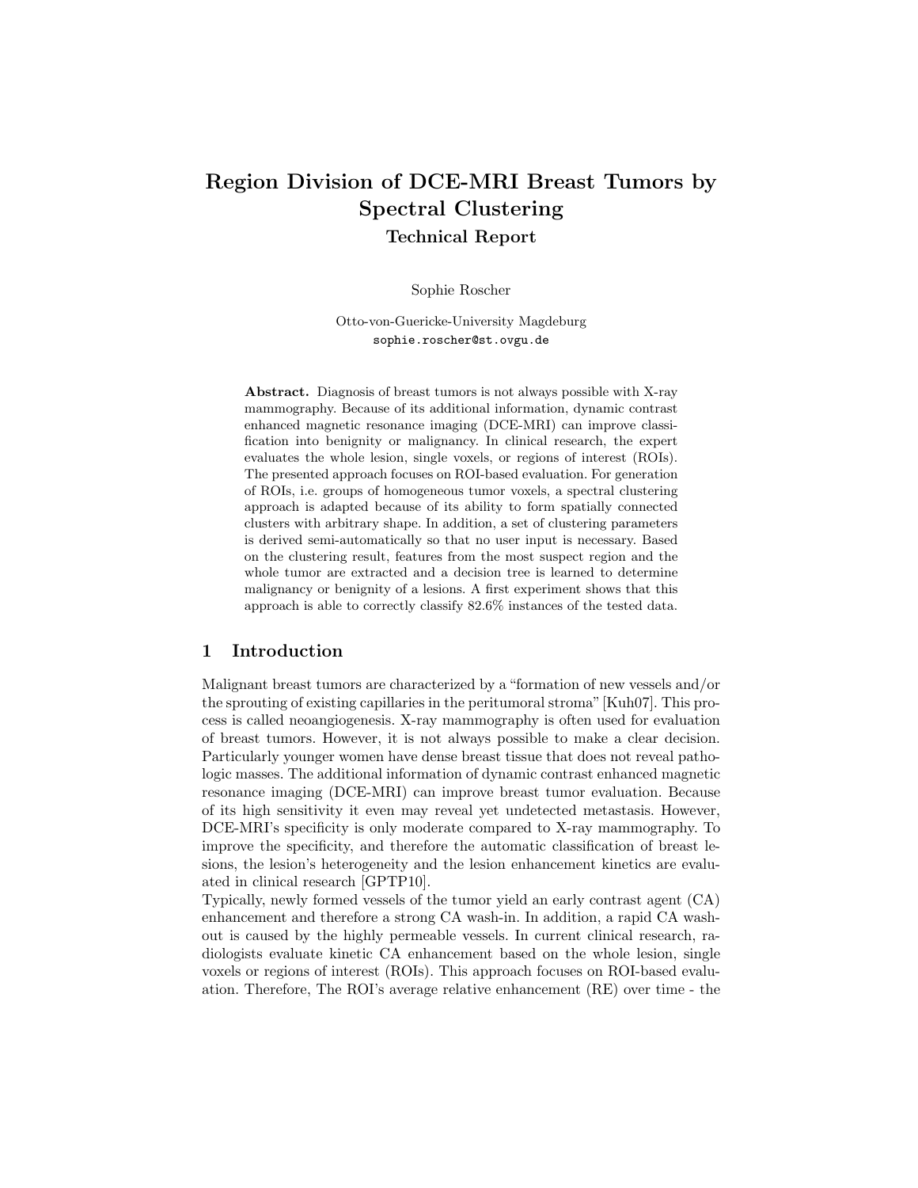# Region Division of DCE-MRI Breast Tumors by Spectral Clustering

## Technical Report

Sophie Roscher

Otto-von-Guericke-University Magdeburg
sophie.roscher@st.ovgu.de

**Abstract.** Diagnosis of breast tumors is not always possible with X-ray mammography. Because of its additional information, dynamic contrast enhanced magnetic resonance imaging (DCE-MRI) can improve classification into benignity or malignancy. In clinical research, the expert evaluates the whole lesion, single voxels, or regions of interest (ROIs). The presented approach focuses on ROI-based evaluation. For generation of ROIs, i.e. groups of homogeneous tumor voxels, a spectral clustering approach is adapted because of its ability to form spatially connected clusters with arbitrary shape. In addition, a set of clustering parameters is derived semi-automatically so that no user input is necessary. Based on the clustering result, features from the most suspect region and the whole tumor are extracted and a decision tree is learned to determine malignancy or benignity of a lesions. A first experiment shows that this approach is able to correctly classify 82.6% instances of the tested data.

## 1 Introduction

Malignant breast tumors are characterized by a "formation of new vessels and/or the sprouting of existing capillaries in the peritumoral stroma" [Kuh07]. This process is called neoangiogenesis. X-ray mammography is often used for evaluation of breast tumors. However, it is not always possible to make a clear decision. Particularly younger women have dense breast tissue that does not reveal pathologic masses. The additional information of dynamic contrast enhanced magnetic resonance imaging (DCE-MRI) can improve breast tumor evaluation. Because of its high sensitivity it even may reveal yet undetected metastasis. However, DCE-MRI's specificity is only moderate compared to X-ray mammography. To improve the specificity, and therefore the automatic classification of breast lesions, the lesion's heterogeneity and the lesion enhancement kinetics are evaluated in clinical research [GPTP10].

Typically, newly formed vessels of the tumor yield an early contrast agent (CA) enhancement and therefore a strong CA wash-in. In addition, a rapid CA wash-out is caused by the highly permeable vessels. In current clinical research, radiologists evaluate kinetic CA enhancement based on the whole lesion, single voxels or regions of interest (ROIs). This approach focuses on ROI-based evaluation. Therefore, The ROI's average relative enhancement (RE) over time - the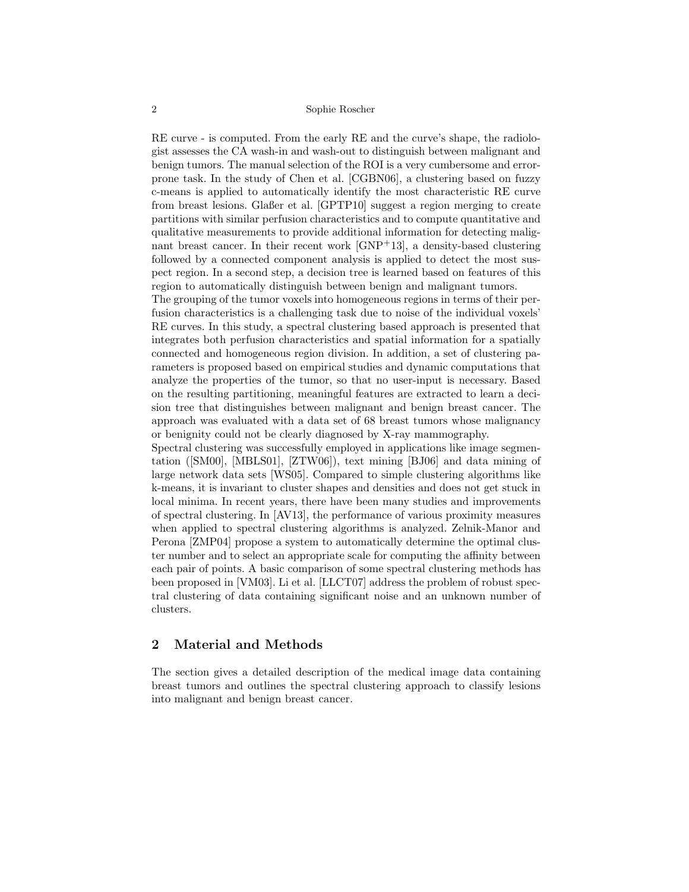RE curve - is computed. From the early RE and the curve's shape, the radiologist assesses the CA wash-in and wash-out to distinguish between malignant and benign tumors. The manual selection of the ROI is a very cumbersome and error-prone task. In the study of Chen et al. [CGBN06], a clustering based on fuzzy c-means is applied to automatically identify the most characteristic RE curve from breast lesions. Glaßer et al. [GPTP10] suggest a region merging to create partitions with similar perfusion characteristics and to compute quantitative and qualitative measurements to provide additional information for detecting malignant breast cancer. In their recent work [GNP+13], a density-based clustering followed by a connected component analysis is applied to detect the most suspect region. In a second step, a decision tree is learned based on features of this region to automatically distinguish between benign and malignant tumors.

The grouping of the tumor voxels into homogeneous regions in terms of their perfusion characteristics is a challenging task due to noise of the individual voxels' RE curves. In this study, a spectral clustering based approach is presented that integrates both perfusion characteristics and spatial information for a spatially connected and homogeneous region division. In addition, a set of clustering parameters is proposed based on empirical studies and dynamic computations that analyze the properties of the tumor, so that no user-input is necessary. Based on the resulting partitioning, meaningful features are extracted to learn a decision tree that distinguishes between malignant and benign breast cancer. The approach was evaluated with a data set of 68 breast tumors whose malignancy or benignity could not be clearly diagnosed by X-ray mammography.

Spectral clustering was successfully employed in applications like image segmentation ([SM00], [MBLS01], [ZTW06]), text mining [BJ06] and data mining of large network data sets [WS05]. Compared to simple clustering algorithms like k-means, it is invariant to cluster shapes and densities and does not get stuck in local minima. In recent years, there have been many studies and improvements of spectral clustering. In [AV13], the performance of various proximity measures when applied to spectral clustering algorithms is analyzed. Zelnik-Manor and Perona [ZMP04] propose a system to automatically determine the optimal cluster number and to select an appropriate scale for computing the affinity between each pair of points. A basic comparison of some spectral clustering methods has been proposed in [VM03]. Li et al. [LLCT07] address the problem of robust spectral clustering of data containing significant noise and an unknown number of clusters.

## 2 Material and Methods

The section gives a detailed description of the medical image data containing breast tumors and outlines the spectral clustering approach to classify lesions into malignant and benign breast cancer.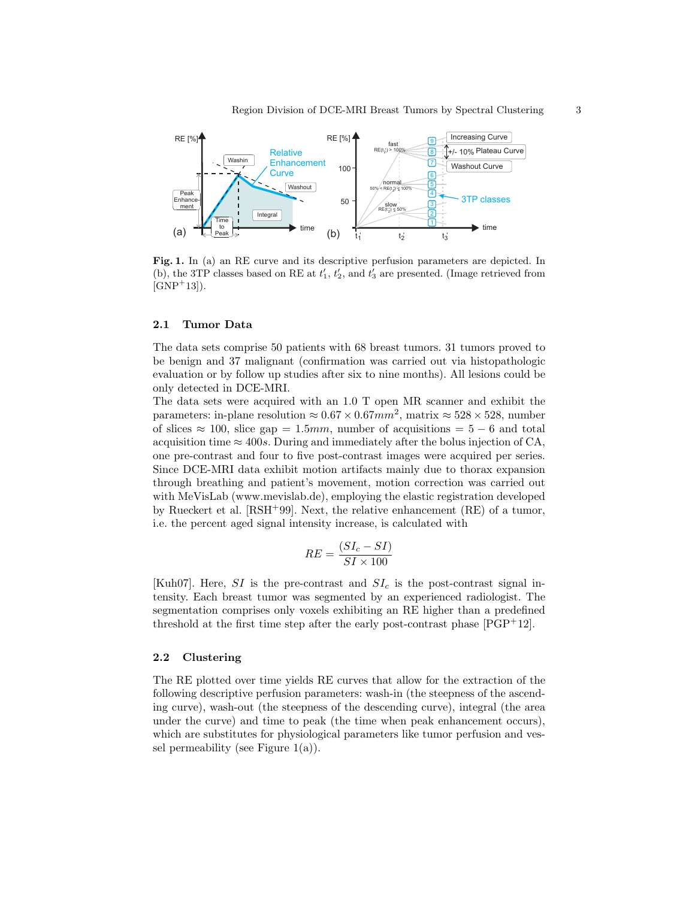**Fig. 1.** In (a) an RE curve and its descriptive perfusion parameters are depicted. In (b), the 3TP classes based on RE at $t'_1$, $t'_2$, and $t'_3$ are presented. (Image retrieved from [GNP+13]).

### 2.1 Tumor Data

The data sets comprise 50 patients with 68 breast tumors. 31 tumors proved to be benign and 37 malignant (confirmation was carried out via histopathologic evaluation or by follow up studies after six to nine months). All lesions could be only detected in DCE-MRI.

The data sets were acquired with an 1.0 T open MR scanner and exhibit the parameters: in-plane resolution $\approx 0.67 \times 0.67mm^2$, matrix $\approx 528 \times 528$, number of slices $\approx 100$, slice gap $= 1.5mm$, number of acquisitions $= 5 - 6$ and total acquisition time $\approx 400s$. During and immediately after the bolus injection of CA, one pre-contrast and four to five post-contrast images were acquired per series. Since DCE-MRI data exhibit motion artifacts mainly due to thorax expansion through breathing and patient's movement, motion correction was carried out with MeVisLab (www.mevislab.de), employing the elastic registration developed by Rueckert et al. [RSH+99]. Next, the relative enhancement (RE) of a tumor, i.e. the percent aged signal intensity increase, is calculated with

$$RE = \frac{(SI_c - SI)}{SI \times 100}$$

[Kuh07]. Here, $SI$ is the pre-contrast and $SI_c$ is the post-contrast signal intensity. Each breast tumor was segmented by an experienced radiologist. The segmentation comprises only voxels exhibiting an RE higher than a predefined threshold at the first time step after the early post-contrast phase [PGP+12].

### 2.2 Clustering

The RE plotted over time yields RE curves that allow for the extraction of the following descriptive perfusion parameters: wash-in (the steepness of the ascending curve), wash-out (the steepness of the descending curve), integral (the area under the curve) and time to peak (the time when peak enhancement occurs), which are substitutes for physiological parameters like tumor perfusion and vessel permeability (see Figure 1(a)).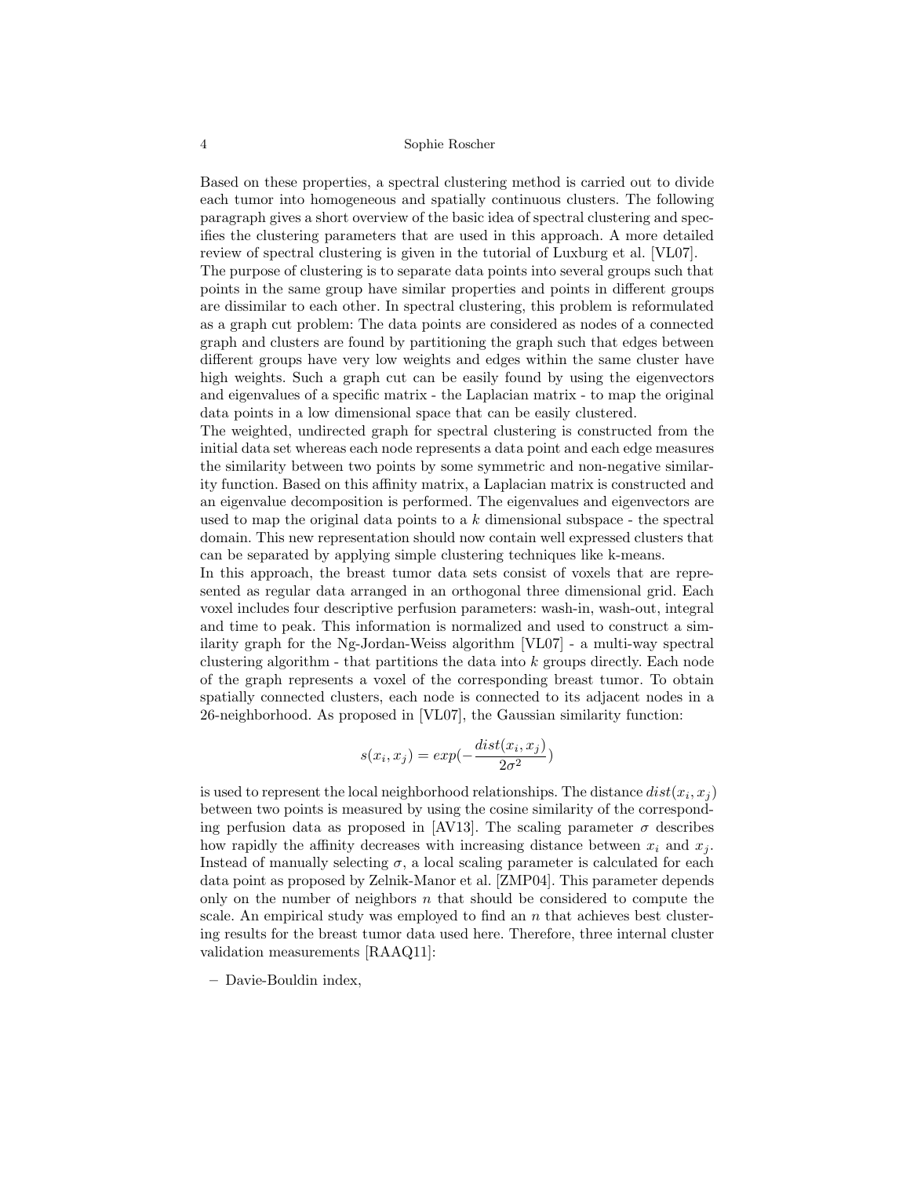Based on these properties, a spectral clustering method is carried out to divide each tumor into homogeneous and spatially continuous clusters. The following paragraph gives a short overview of the basic idea of spectral clustering and specifies the clustering parameters that are used in this approach. A more detailed review of spectral clustering is given in the tutorial of Luxburg et al. [VL07].

The purpose of clustering is to separate data points into several groups such that points in the same group have similar properties and points in different groups are dissimilar to each other. In spectral clustering, this problem is reformulated as a graph cut problem: The data points are considered as nodes of a connected graph and clusters are found by partitioning the graph such that edges between different groups have very low weights and edges within the same cluster have high weights. Such a graph cut can be easily found by using the eigenvectors and eigenvalues of a specific matrix - the Laplacian matrix - to map the original data points in a low dimensional space that can be easily clustered.

The weighted, undirected graph for spectral clustering is constructed from the initial data set whereas each node represents a data point and each edge measures the similarity between two points by some symmetric and non-negative similarity function. Based on this affinity matrix, a Laplacian matrix is constructed and an eigenvalue decomposition is performed. The eigenvalues and eigenvectors are used to map the original data points to a $k$ dimensional subspace - the spectral domain. This new representation should now contain well expressed clusters that can be separated by applying simple clustering techniques like k-means.

In this approach, the breast tumor data sets consist of voxels that are represented as regular data arranged in an orthogonal three dimensional grid. Each voxel includes four descriptive perfusion parameters: wash-in, wash-out, integral and time to peak. This information is normalized and used to construct a similarity graph for the Ng-Jordan-Weiss algorithm [VL07] - a multi-way spectral clustering algorithm - that partitions the data into $k$ groups directly. Each node of the graph represents a voxel of the corresponding breast tumor. To obtain spatially connected clusters, each node is connected to its adjacent nodes in a 26-neighborhood. As proposed in [VL07], the Gaussian similarity function:

$$s(x_i, x_j) = exp(-\frac{dist(x_i, x_j)}{2\sigma^2})$$

is used to represent the local neighborhood relationships. The distance $dist(x_i, x_j)$ between two points is measured by using the cosine similarity of the corresponding perfusion data as proposed in [AV13]. The scaling parameter $\sigma$ describes how rapidly the affinity decreases with increasing distance between $x_i$ and $x_j$. Instead of manually selecting $\sigma$, a local scaling parameter is calculated for each data point as proposed by Zelnik-Manor et al. [ZMP04]. This parameter depends only on the number of neighbors $n$ that should be considered to compute the scale. An empirical study was employed to find an $n$ that achieves best clustering results for the breast tumor data used here. Therefore, three internal cluster validation measurements [RAAQ11]:

- Davie-Bouldin index,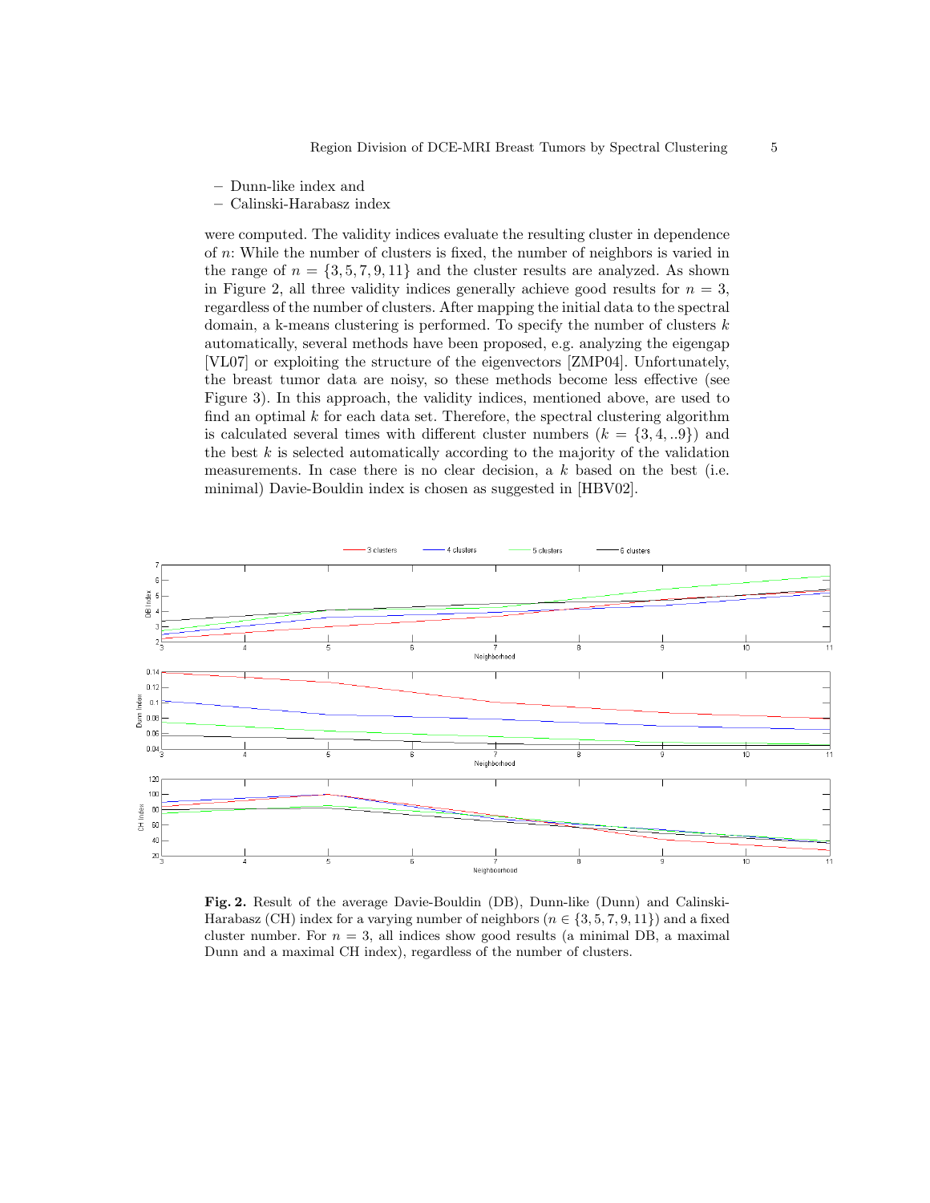– Dunn-like index and
– Calinski-Harabasz index

were computed. The validity indices evaluate the resulting cluster in dependence of $n$: While the number of clusters is fixed, the number of neighbors is varied in the range of $n = \{3, 5, 7, 9, 11\}$ and the cluster results are analyzed. As shown in Figure 2, all three validity indices generally achieve good results for $n = 3$, regardless of the number of clusters. After mapping the initial data to the spectral domain, a k-means clustering is performed. To specify the number of clusters $k$ automatically, several methods have been proposed, e.g. analyzing the eigengap [VL07] or exploiting the structure of the eigenvectors [ZMP04]. Unfortunately, the breast tumor data are noisy, so these methods become less effective (see Figure 3). In this approach, the validity indices, mentioned above, are used to find an optimal $k$ for each data set. Therefore, the spectral clustering algorithm is calculated several times with different cluster numbers ($k = \{3, 4, ..9\}$) and the best $k$ is selected automatically according to the majority of the validation measurements. In case there is no clear decision, a $k$ based on the best (i.e. minimal) Davie-Bouldin index is chosen as suggested in [HBV02].

**Fig. 2.** Result of the average Davie-Bouldin (DB), Dunn-like (Dunn) and Calinski-Harabasz (CH) index for a varying number of neighbors ($n \in \{3, 5, 7, 9, 11\}$) and a fixed cluster number. For $n = 3$, all indices show good results (a minimal DB, a maximal Dunn and a maximal CH index), regardless of the number of clusters.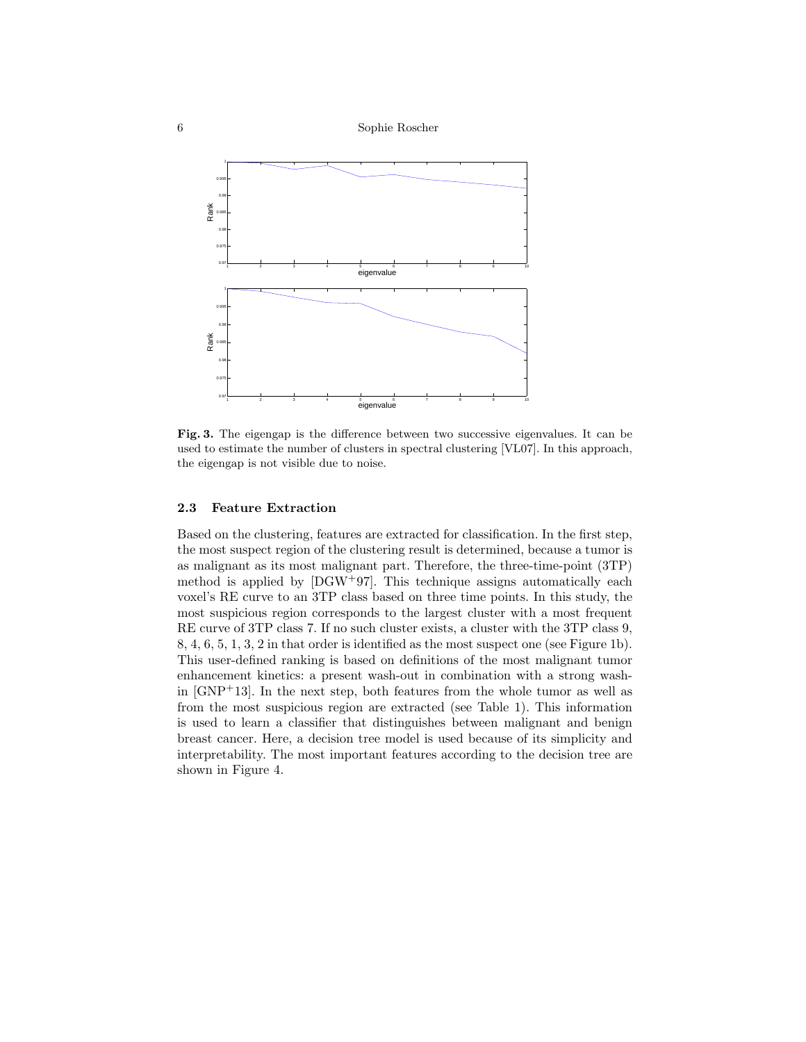**Fig. 3.** The eigengap is the difference between two successive eigenvalues. It can be used to estimate the number of clusters in spectral clustering [VL07]. In this approach, the eigengap is not visible due to noise.

### 2.3 Feature Extraction

Based on the clustering, features are extracted for classification. In the first step, the most suspect region of the clustering result is determined, because a tumor is as malignant as its most malignant part. Therefore, the three-time-point (3TP) method is applied by [DGW+97]. This technique assigns automatically each voxel's RE curve to an 3TP class based on three time points. In this study, the most suspicious region corresponds to the largest cluster with a most frequent RE curve of 3TP class 7. If no such cluster exists, a cluster with the 3TP class 9, 8, 4, 6, 5, 1, 3, 2 in that order is identified as the most suspect one (see Figure 1b). This user-defined ranking is based on definitions of the most malignant tumor enhancement kinetics: a present wash-out in combination with a strong wash-in [GNP+13]. In the next step, both features from the whole tumor as well as from the most suspicious region are extracted (see Table 1). This information is used to learn a classifier that distinguishes between malignant and benign breast cancer. Here, a decision tree model is used because of its simplicity and interpretability. The most important features according to the decision tree are shown in Figure 4.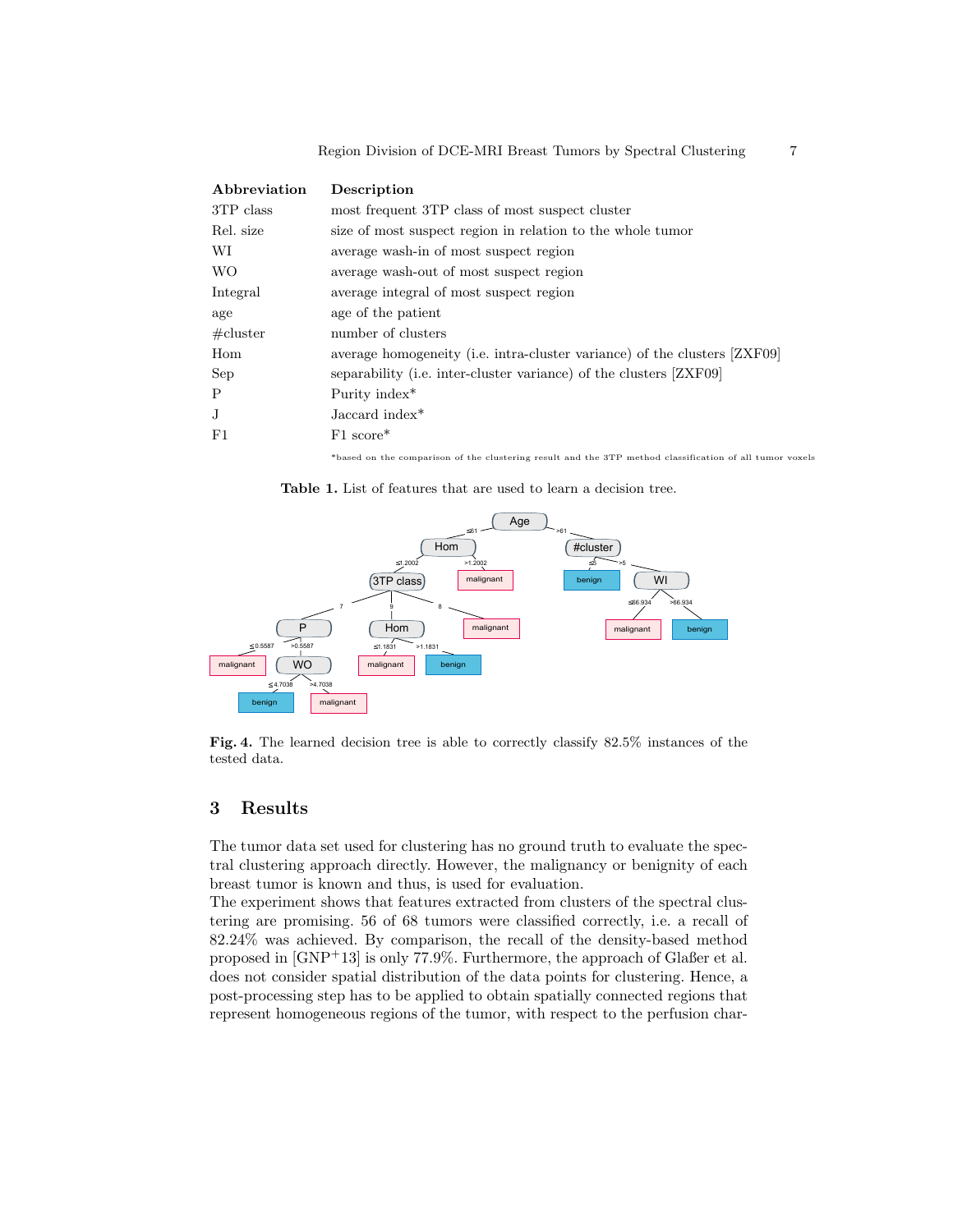| **Abbreviation** | **Description** |
| --- | --- |
| 3TP class | most frequent 3TP class of most suspect cluster |
| Rel. size | size of most suspect region in relation to the whole tumor |
| WI | average wash-in of most suspect region |
| WO | average wash-out of most suspect region |
| Integral | average integral of most suspect region |
| age | age of the patient |
| #cluster | number of clusters |
| Hom | average homogeneity (i.e. intra-cluster variance) of the clusters [ZXF09] |
| Sep | separability (i.e. inter-cluster variance) of the clusters [ZXF09] |
| P | Purity index* |
| J | Jaccard index* |
| F1 | F1 score* |

*based on the comparison of the clustering result and the 3TP method classification of all tumor voxels

**Table 1.** List of features that are used to learn a decision tree.

**Fig. 4.** The learned decision tree is able to correctly classify 82.5% instances of the tested data.

## 3 Results

The tumor data set used for clustering has no ground truth to evaluate the spectral clustering approach directly. However, the malignancy or benignity of each breast tumor is known and thus, is used for evaluation.
The experiment shows that features extracted from clusters of the spectral clustering are promising. 56 of 68 tumors were classified correctly, i.e. a recall of 82.24% was achieved. By comparison, the recall of the density-based method proposed in [GNP+13] is only 77.9%. Furthermore, the approach of Glaßer et al. does not consider spatial distribution of the data points for clustering. Hence, a post-processing step has to be applied to obtain spatially connected regions that represent homogeneous regions of the tumor, with respect to the perfusion char-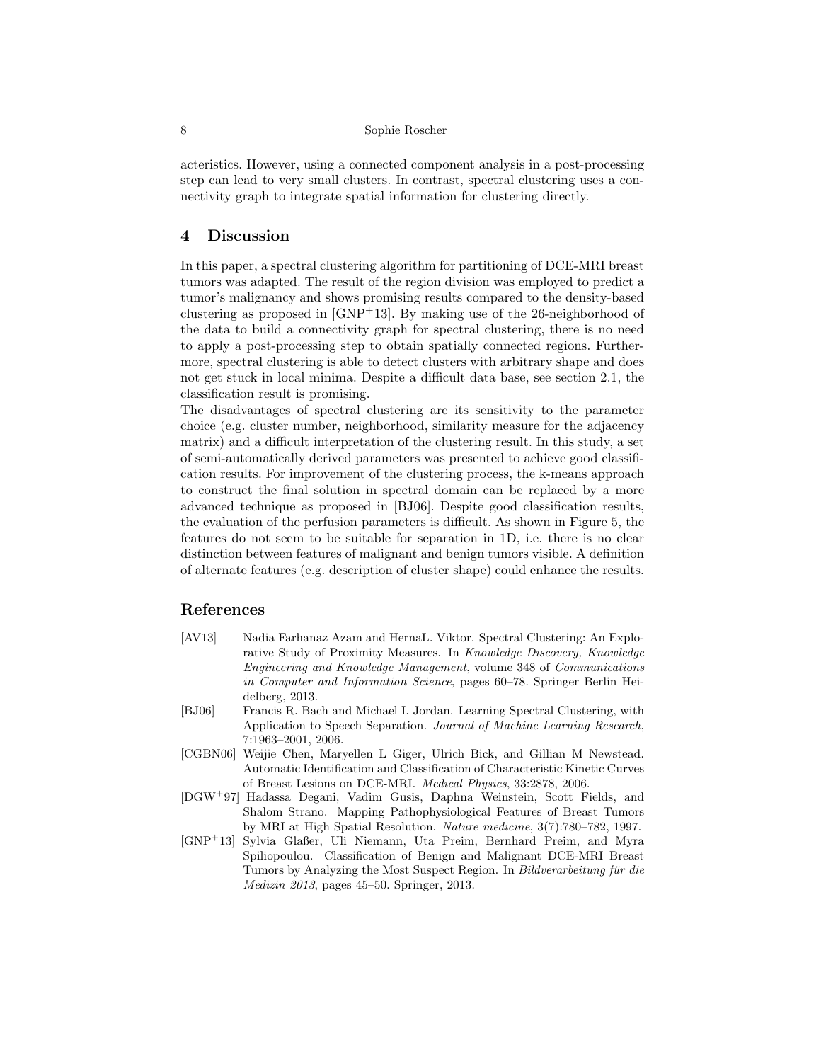acteristics. However, using a connected component analysis in a post-processing step can lead to very small clusters. In contrast, spectral clustering uses a connectivity graph to integrate spatial information for clustering directly.

## 4 Discussion

In this paper, a spectral clustering algorithm for partitioning of DCE-MRI breast tumors was adapted. The result of the region division was employed to predict a tumor's malignancy and shows promising results compared to the density-based clustering as proposed in [GNP+13]. By making use of the 26-neighborhood of the data to build a connectivity graph for spectral clustering, there is no need to apply a post-processing step to obtain spatially connected regions. Furthermore, spectral clustering is able to detect clusters with arbitrary shape and does not get stuck in local minima. Despite a difficult data base, see section 2.1, the classification result is promising.

The disadvantages of spectral clustering are its sensitivity to the parameter choice (e.g. cluster number, neighborhood, similarity measure for the adjacency matrix) and a difficult interpretation of the clustering result. In this study, a set of semi-automatically derived parameters was presented to achieve good classification results. For improvement of the clustering process, the k-means approach to construct the final solution in spectral domain can be replaced by a more advanced technique as proposed in [BJ06]. Despite good classification results, the evaluation of the perfusion parameters is difficult. As shown in Figure 5, the features do not seem to be suitable for separation in 1D, i.e. there is no clear distinction between features of malignant and benign tumors visible. A definition of alternate features (e.g. description of cluster shape) could enhance the results.

## References

- [AV13] Nadia Farhanaz Azam and HernaL. Viktor. Spectral Clustering: An Explorative Study of Proximity Measures. In *Knowledge Discovery, Knowledge Engineering and Knowledge Management*, volume 348 of *Communications in Computer and Information Science*, pages 60–78. Springer Berlin Heidelberg, 2013.
- [BJ06] Francis R. Bach and Michael I. Jordan. Learning Spectral Clustering, with Application to Speech Separation. *Journal of Machine Learning Research*, 7:1963–2001, 2006.
- [CGBN06] Weijie Chen, Maryellen L Giger, Ulrich Bick, and Gillian M Newstead. Automatic Identification and Classification of Characteristic Kinetic Curves of Breast Lesions on DCE-MRI. *Medical Physics*, 33:2878, 2006.
- [DGW+97] Hadassa Degani, Vadim Gusis, Daphna Weinstein, Scott Fields, and Shalom Strano. Mapping Pathophysiological Features of Breast Tumors by MRI at High Spatial Resolution. *Nature medicine*, 3(7):780–782, 1997.
- [GNP+13] Sylvia Glaßer, Uli Niemann, Uta Preim, Bernhard Preim, and Myra Spiliopoulou. Classification of Benign and Malignant DCE-MRI Breast Tumors by Analyzing the Most Suspect Region. In *Bildverarbeitung für die Medizin 2013*, pages 45–50. Springer, 2013.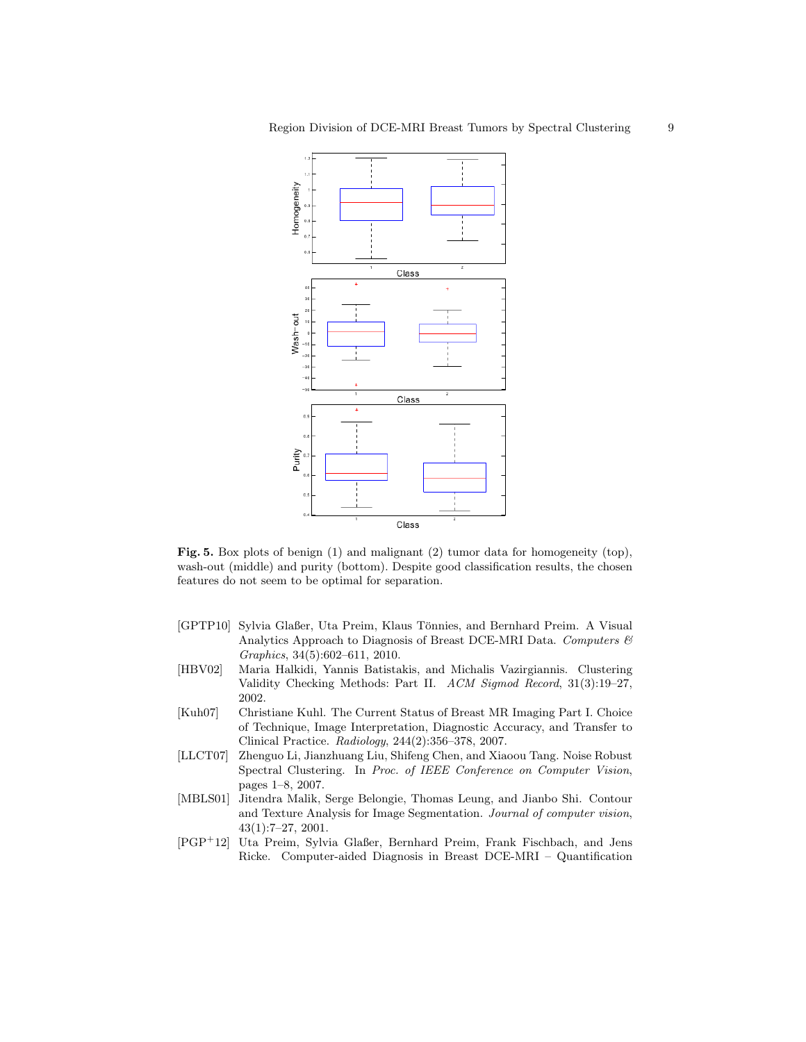**Fig. 5.** Box plots of benign (1) and malignant (2) tumor data for homogeneity (top), wash-out (middle) and purity (bottom). Despite good classification results, the chosen features do not seem to be optimal for separation.

[GPTP10] Sylvia Glaßer, Uta Preim, Klaus Tönnies, and Bernhard Preim. A Visual Analytics Approach to Diagnosis of Breast DCE-MRI Data. *Computers & Graphics*, 34(5):602–611, 2010.

[HBV02] Maria Halkidi, Yannis Batistakis, and Michalis Vazirgiannis. Clustering Validity Checking Methods: Part II. *ACM Sigmod Record*, 31(3):19–27, 2002.

[Kuh07] Christiane Kuhl. The Current Status of Breast MR Imaging Part I. Choice of Technique, Image Interpretation, Diagnostic Accuracy, and Transfer to Clinical Practice. *Radiology*, 244(2):356–378, 2007.

[LLCT07] Zhenguo Li, Jianzhuang Liu, Shifeng Chen, and Xiaoou Tang. Noise Robust Spectral Clustering. In *Proc. of IEEE Conference on Computer Vision*, pages 1–8, 2007.

[MBLS01] Jitendra Malik, Serge Belongie, Thomas Leung, and Jianbo Shi. Contour and Texture Analysis for Image Segmentation. *Journal of computer vision*, 43(1):7–27, 2001.

[PGP+12] Uta Preim, Sylvia Glaßer, Bernhard Preim, Frank Fischbach, and Jens Ricke. Computer-aided Diagnosis in Breast DCE-MRI – Quantification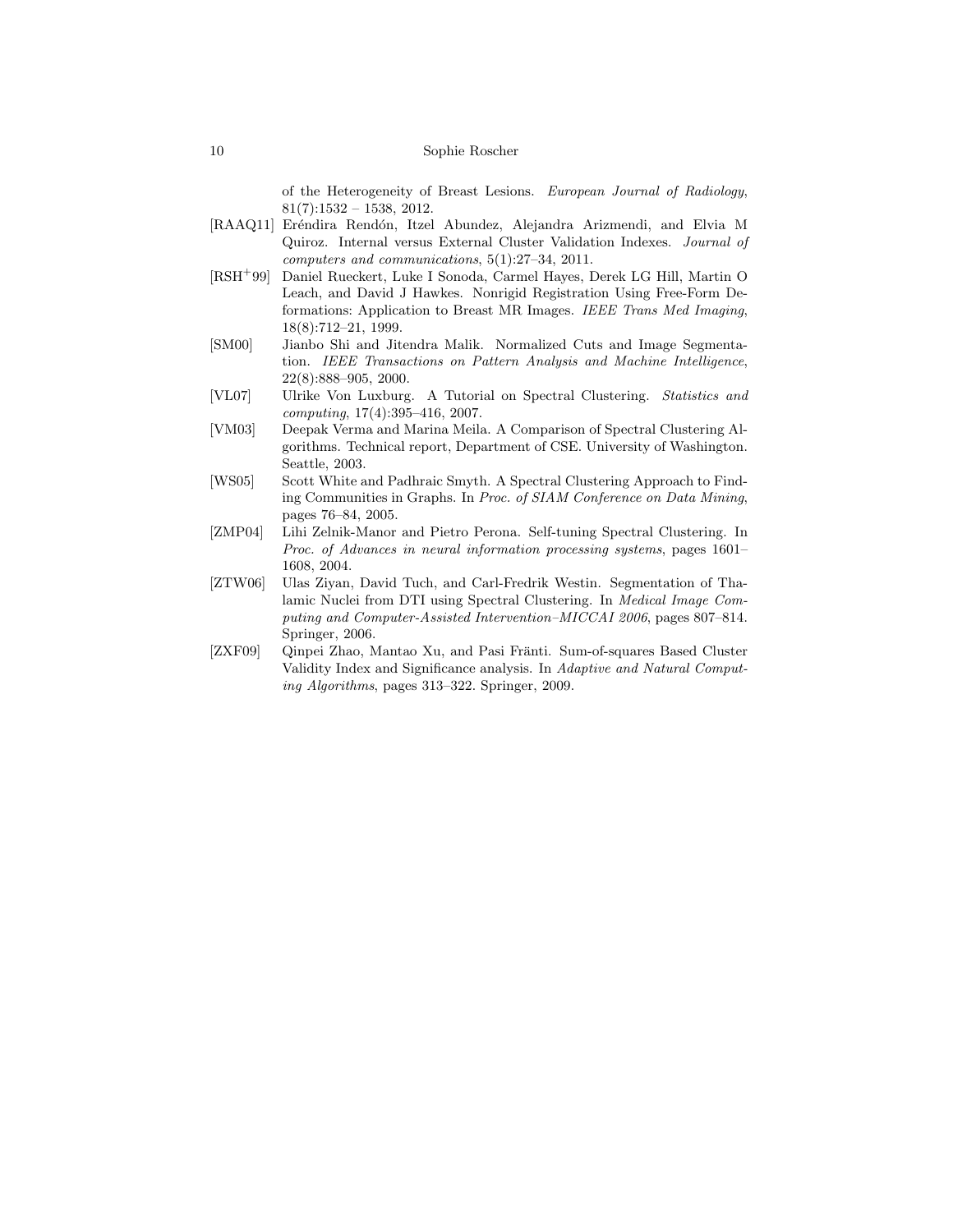of the Heterogeneity of Breast Lesions. *European Journal of Radiology*, 81(7):1532 – 1538, 2012.

[RAAQ11] Eréndira Rendón, Itzel Abundez, Alejandra Arizmendi, and Elvia M Quiroz. Internal versus External Cluster Validation Indexes. *Journal of computers and communications*, 5(1):27–34, 2011.

[RSH+99] Daniel Rueckert, Luke I Sonoda, Carmel Hayes, Derek LG Hill, Martin O Leach, and David J Hawkes. Nonrigid Registration Using Free-Form Deformations: Application to Breast MR Images. *IEEE Trans Med Imaging*, 18(8):712–21, 1999.

[SM00] Jianbo Shi and Jitendra Malik. Normalized Cuts and Image Segmentation. *IEEE Transactions on Pattern Analysis and Machine Intelligence*, 22(8):888–905, 2000.

[VL07] Ulrike Von Luxburg. A Tutorial on Spectral Clustering. *Statistics and computing*, 17(4):395–416, 2007.

[VM03] Deepak Verma and Marina Meila. A Comparison of Spectral Clustering Algorithms. Technical report, Department of CSE. University of Washington. Seattle, 2003.

[WS05] Scott White and Padhraic Smyth. A Spectral Clustering Approach to Finding Communities in Graphs. In *Proc. of SIAM Conference on Data Mining*, pages 76–84, 2005.

[ZMP04] Lihi Zelnik-Manor and Pietro Perona. Self-tuning Spectral Clustering. In *Proc. of Advances in neural information processing systems*, pages 1601–1608, 2004.

[ZTW06] Ulas Ziyan, David Tuch, and Carl-Fredrik Westin. Segmentation of Thalamic Nuclei from DTI using Spectral Clustering. In *Medical Image Computing and Computer-Assisted Intervention–MICCAI 2006*, pages 807–814. Springer, 2006.

[ZXF09] Qinpei Zhao, Mantao Xu, and Pasi Fränti. Sum-of-squares Based Cluster Validity Index and Significance analysis. In *Adaptive and Natural Computing Algorithms*, pages 313–322. Springer, 2009.